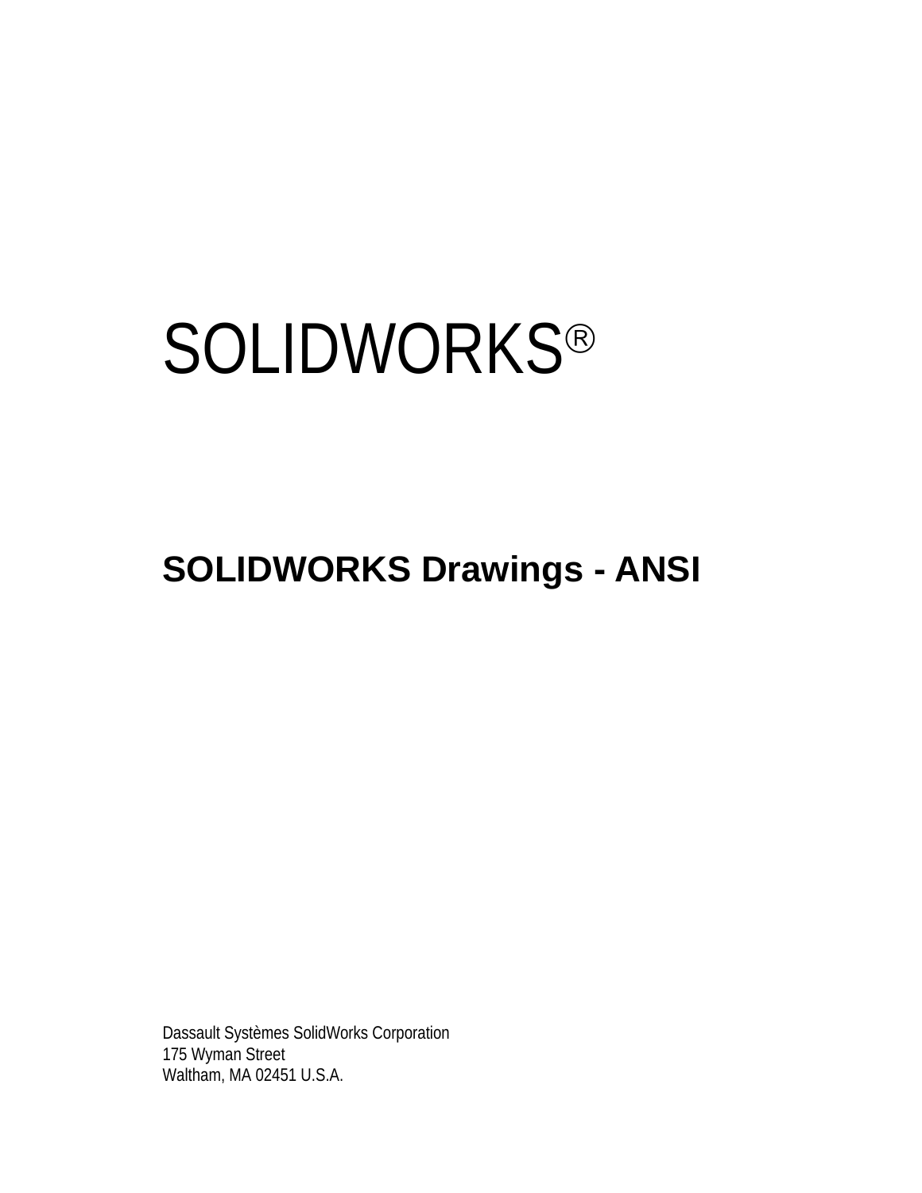# SOLIDWORKS®

## SOLIDWORKS Drawings - ANSI

Dassault Systèmes SolidWorks Corporation
175 Wyman Street
Waltham, MA 02451 U.S.A.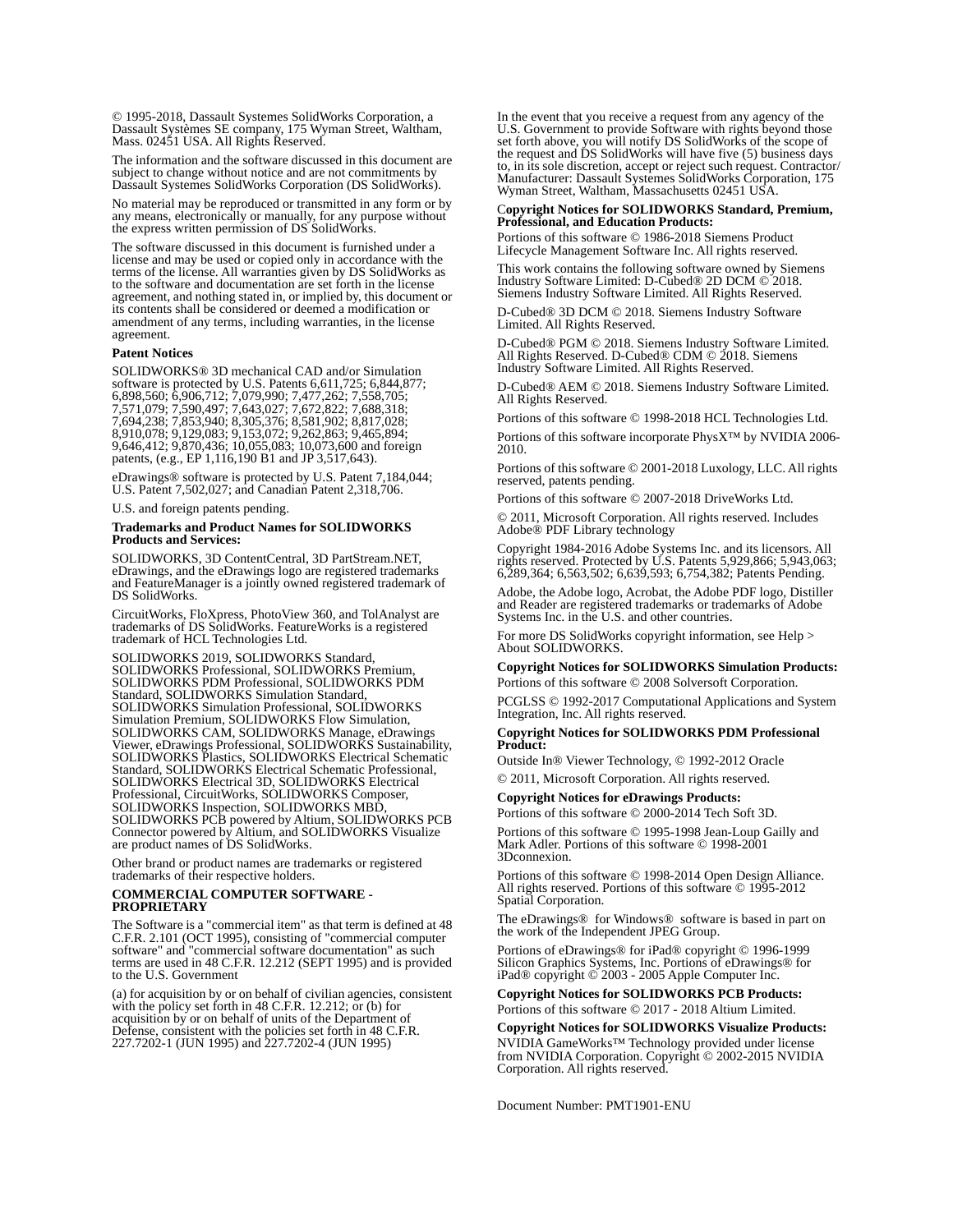© 1995-2018, Dassault Systemes SolidWorks Corporation, a Dassault Systèmes SE company, 175 Wyman Street, Waltham, Mass. 02451 USA. All Rights Reserved.

The information and the software discussed in this document are subject to change without notice and are not commitments by Dassault Systemes SolidWorks Corporation (DS SolidWorks).

No material may be reproduced or transmitted in any form or by any means, electronically or manually, for any purpose without the express written permission of DS SolidWorks.

The software discussed in this document is furnished under a license and may be used or copied only in accordance with the terms of the license. All warranties given by DS SolidWorks as to the software and documentation are set forth in the license agreement, and nothing stated in, or implied by, this document or its contents shall be considered or deemed a modification or amendment of any terms, including warranties, in the license agreement.

**Patent Notices**

SOLIDWORKS® 3D mechanical CAD and/or Simulation software is protected by U.S. Patents 6,611,725; 6,844,877; 6,898,560; 6,906,712; 7,079,990; 7,477,262; 7,558,705; 7,571,079; 7,590,497; 7,643,027; 7,672,822; 7,688,318; 7,694,238; 7,853,940; 8,305,376; 8,581,902; 8,817,028; 8,910,078; 9,129,083; 9,153,072; 9,262,863; 9,465,894; 9,646,412; 9,870,436; 10,055,083; 10,073,600 and foreign patents, (e.g., EP 1,116,190 B1 and JP 3,517,643).

eDrawings® software is protected by U.S. Patent 7,184,044; U.S. Patent 7,502,027; and Canadian Patent 2,318,706.

U.S. and foreign patents pending.

**Trademarks and Product Names for SOLIDWORKS Products and Services:**

SOLIDWORKS, 3D ContentCentral, 3D PartStream.NET, eDrawings, and the eDrawings logo are registered trademarks and FeatureManager is a jointly owned registered trademark of DS SolidWorks.

CircuitWorks, FloXpress, PhotoView 360, and TolAnalyst are trademarks of DS SolidWorks. FeatureWorks is a registered trademark of HCL Technologies Ltd.

SOLIDWORKS 2019, SOLIDWORKS Standard, SOLIDWORKS Professional, SOLIDWORKS Premium, SOLIDWORKS PDM Professional, SOLIDWORKS PDM Standard, SOLIDWORKS Simulation Standard, SOLIDWORKS Simulation Professional, SOLIDWORKS Simulation Premium, SOLIDWORKS Flow Simulation, SOLIDWORKS CAM, SOLIDWORKS Manage, eDrawings Viewer, eDrawings Professional, SOLIDWORKS Sustainability, SOLIDWORKS Plastics, SOLIDWORKS Electrical Schematic Standard, SOLIDWORKS Electrical Schematic Professional, SOLIDWORKS Electrical 3D, SOLIDWORKS Electrical Professional, CircuitWorks, SOLIDWORKS Composer, SOLIDWORKS Inspection, SOLIDWORKS MBD, SOLIDWORKS PCB powered by Altium, SOLIDWORKS PCB Connector powered by Altium, and SOLIDWORKS Visualize are product names of DS SolidWorks.

Other brand or product names are trademarks or registered trademarks of their respective holders.

**COMMERCIAL COMPUTER SOFTWARE - PROPRIETARY**

The Software is a "commercial item" as that term is defined at 48 C.F.R. 2.101 (OCT 1995), consisting of "commercial computer software" and "commercial software documentation" as such terms are used in 48 C.F.R. 12.212 (SEPT 1995) and is provided to the U.S. Government

(a) for acquisition by or on behalf of civilian agencies, consistent with the policy set forth in 48 C.F.R. 12.212; or (b) for acquisition by or on behalf of units of the Department of Defense, consistent with the policies set forth in 48 C.F.R. 227.7202-1 (JUN 1995) and 227.7202-4 (JUN 1995)

In the event that you receive a request from any agency of the U.S. Government to provide Software with rights beyond those set forth above, you will notify DS SolidWorks of the scope of the request and DS SolidWorks will have five (5) business days to, in its sole discretion, accept or reject such request. Contractor/ Manufacturer: Dassault Systemes SolidWorks Corporation, 175 Wyman Street, Waltham, Massachusetts 02451 USA.

**Copyright Notices for SOLIDWORKS Standard, Premium, Professional, and Education Products:**

Portions of this software © 1986-2018 Siemens Product Lifecycle Management Software Inc. All rights reserved.

This work contains the following software owned by Siemens Industry Software Limited: D-Cubed® 2D DCM © 2018. Siemens Industry Software Limited. All Rights Reserved.

D-Cubed® 3D DCM © 2018. Siemens Industry Software Limited. All Rights Reserved.

D-Cubed® PGM © 2018. Siemens Industry Software Limited. All Rights Reserved. D-Cubed® CDM © 2018. Siemens Industry Software Limited. All Rights Reserved.

D-Cubed® AEM © 2018. Siemens Industry Software Limited. All Rights Reserved.

Portions of this software © 1998-2018 HCL Technologies Ltd.

Portions of this software incorporate PhysX™ by NVIDIA 2006-2010.

Portions of this software © 2001-2018 Luxology, LLC. All rights reserved, patents pending.

Portions of this software © 2007-2018 DriveWorks Ltd.

© 2011, Microsoft Corporation. All rights reserved. Includes Adobe® PDF Library technology

Copyright 1984-2016 Adobe Systems Inc. and its licensors. All rights reserved. Protected by U.S. Patents 5,929,866; 5,943,063; 6,289,364; 6,563,502; 6,639,593; 6,754,382; Patents Pending.

Adobe, the Adobe logo, Acrobat, the Adobe PDF logo, Distiller and Reader are registered trademarks or trademarks of Adobe Systems Inc. in the U.S. and other countries.

For more DS SolidWorks copyright information, see Help > About SOLIDWORKS.

**Copyright Notices for SOLIDWORKS Simulation Products:**

Portions of this software © 2008 Solversoft Corporation.

PCGLSS © 1992-2017 Computational Applications and System Integration, Inc. All rights reserved.

**Copyright Notices for SOLIDWORKS PDM Professional Product:**

Outside In® Viewer Technology, © 1992-2012 Oracle

© 2011, Microsoft Corporation. All rights reserved.

**Copyright Notices for eDrawings Products:**

Portions of this software © 2000-2014 Tech Soft 3D.

Portions of this software © 1995-1998 Jean-Loup Gailly and Mark Adler. Portions of this software © 1998-2001 3Dconnexion.

Portions of this software © 1998-2014 Open Design Alliance. All rights reserved. Portions of this software © 1995-2012 Spatial Corporation.

The eDrawings® for Windows® software is based in part on the work of the Independent JPEG Group.

Portions of eDrawings® for iPad® copyright © 1996-1999 Silicon Graphics Systems, Inc. Portions of eDrawings® for iPad® copyright © 2003 - 2005 Apple Computer Inc.

**Copyright Notices for SOLIDWORKS PCB Products:**

Portions of this software © 2017 - 2018 Altium Limited.

**Copyright Notices for SOLIDWORKS Visualize Products:**

NVIDIA GameWorks™ Technology provided under license from NVIDIA Corporation. Copyright © 2002-2015 NVIDIA Corporation. All rights reserved.

Document Number: PMT1901-ENU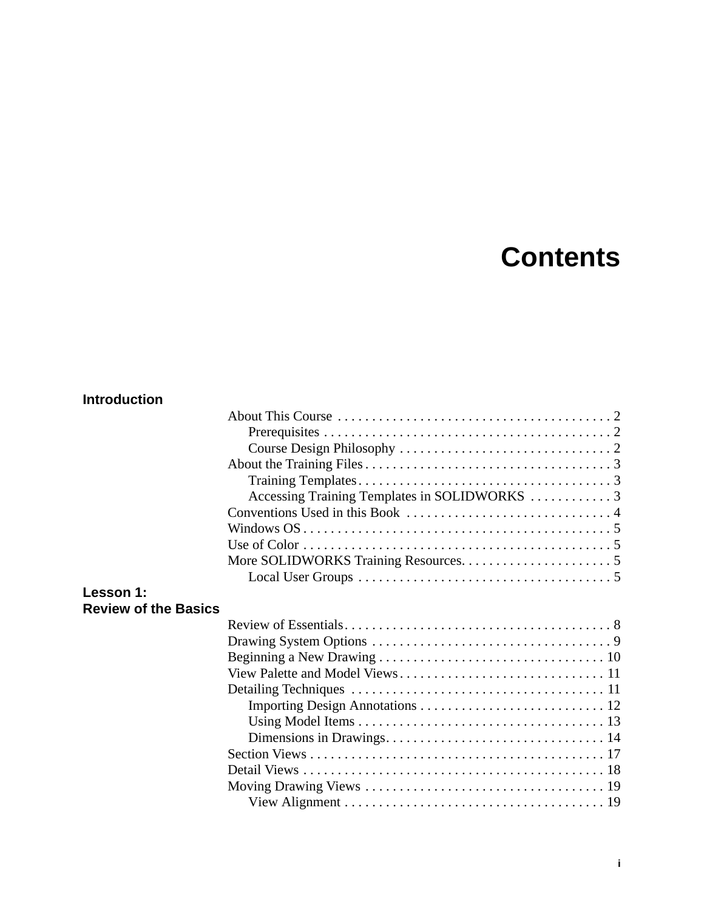# Contents

**Introduction**

- About This Course . . . . . . . . . . . . . . . . . . . . . . . . . . . . . . . . . . . . . . . . 2
  - Prerequisites . . . . . . . . . . . . . . . . . . . . . . . . . . . . . . . . . . . . . . . . . . 2
  - Course Design Philosophy . . . . . . . . . . . . . . . . . . . . . . . . . . . . . . . 2
- About the Training Files . . . . . . . . . . . . . . . . . . . . . . . . . . . . . . . . . . . . 3
  - Training Templates . . . . . . . . . . . . . . . . . . . . . . . . . . . . . . . . . . . . . 3
  - Accessing Training Templates in SOLIDWORKS . . . . . . . . . . . . 3
- Conventions Used in this Book . . . . . . . . . . . . . . . . . . . . . . . . . . . . . . 4
- Windows OS . . . . . . . . . . . . . . . . . . . . . . . . . . . . . . . . . . . . . . . . . . . . . 5
- Use of Color . . . . . . . . . . . . . . . . . . . . . . . . . . . . . . . . . . . . . . . . . . . . . 5
- More SOLIDWORKS Training Resources. . . . . . . . . . . . . . . . . . . . . . 5
  - Local User Groups . . . . . . . . . . . . . . . . . . . . . . . . . . . . . . . . . . . . . 5

**Lesson 1:**
**Review of the Basics**

- Review of Essentials. . . . . . . . . . . . . . . . . . . . . . . . . . . . . . . . . . . . . . . 8
- Drawing System Options . . . . . . . . . . . . . . . . . . . . . . . . . . . . . . . . . . . 9
- Beginning a New Drawing . . . . . . . . . . . . . . . . . . . . . . . . . . . . . . . . . 10
- View Palette and Model Views . . . . . . . . . . . . . . . . . . . . . . . . . . . . . 11
- Detailing Techniques . . . . . . . . . . . . . . . . . . . . . . . . . . . . . . . . . . . . 11
  - Importing Design Annotations . . . . . . . . . . . . . . . . . . . . . . . . . . . 12
  - Using Model Items . . . . . . . . . . . . . . . . . . . . . . . . . . . . . . . . . . . . 13
  - Dimensions in Drawings. . . . . . . . . . . . . . . . . . . . . . . . . . . . . . . . 14
- Section Views . . . . . . . . . . . . . . . . . . . . . . . . . . . . . . . . . . . . . . . . . . . 17
- Detail Views . . . . . . . . . . . . . . . . . . . . . . . . . . . . . . . . . . . . . . . . . . . . 18
- Moving Drawing Views . . . . . . . . . . . . . . . . . . . . . . . . . . . . . . . . . . . 19
  - View Alignment . . . . . . . . . . . . . . . . . . . . . . . . . . . . . . . . . . . . . . 19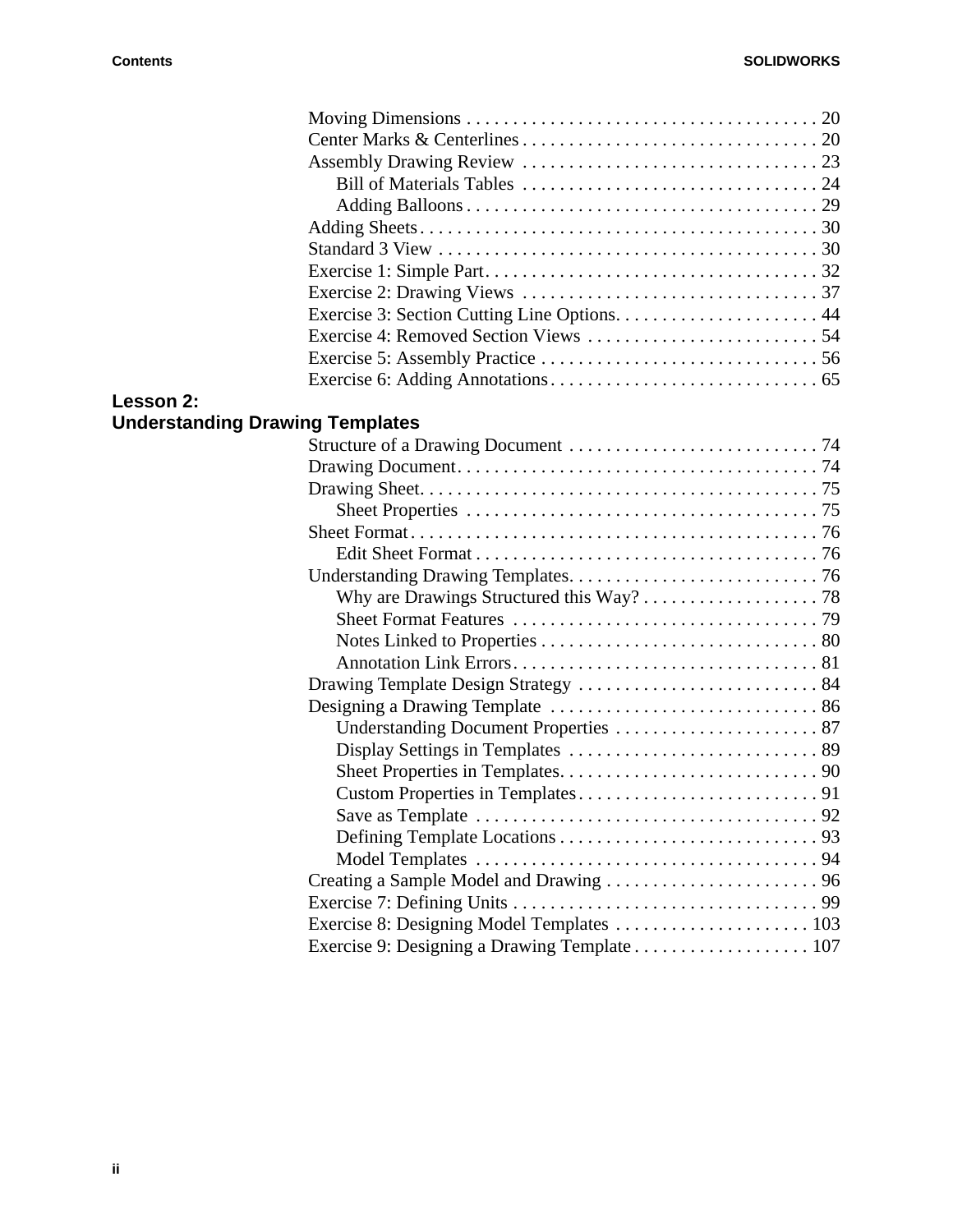Moving Dimensions . . . . . . . . . . . . . . . . . . . . . . . . . . . . . . . . . . . . . . 20
Center Marks & Centerlines . . . . . . . . . . . . . . . . . . . . . . . . . . . . . . . . 20
Assembly Drawing Review . . . . . . . . . . . . . . . . . . . . . . . . . . . . . . . . 23
- Bill of Materials Tables . . . . . . . . . . . . . . . . . . . . . . . . . . . . . . . . 24
- Adding Balloons . . . . . . . . . . . . . . . . . . . . . . . . . . . . . . . . . . . . . . 29

Adding Sheets . . . . . . . . . . . . . . . . . . . . . . . . . . . . . . . . . . . . . . . . . . . 30
Standard 3 View . . . . . . . . . . . . . . . . . . . . . . . . . . . . . . . . . . . . . . . . . 30
Exercise 1: Simple Part . . . . . . . . . . . . . . . . . . . . . . . . . . . . . . . . . . . . 32
Exercise 2: Drawing Views . . . . . . . . . . . . . . . . . . . . . . . . . . . . . . . . 37
Exercise 3: Section Cutting Line Options . . . . . . . . . . . . . . . . . . . . . . 44
Exercise 4: Removed Section Views . . . . . . . . . . . . . . . . . . . . . . . . . 54
Exercise 5: Assembly Practice . . . . . . . . . . . . . . . . . . . . . . . . . . . . . . 56
Exercise 6: Adding Annotations . . . . . . . . . . . . . . . . . . . . . . . . . . . . . 65

## Lesson 2: Understanding Drawing Templates

Structure of a Drawing Document . . . . . . . . . . . . . . . . . . . . . . . . . . . 74
Drawing Document . . . . . . . . . . . . . . . . . . . . . . . . . . . . . . . . . . . . . . . 74
Drawing Sheet . . . . . . . . . . . . . . . . . . . . . . . . . . . . . . . . . . . . . . . . . . . 75
- Sheet Properties . . . . . . . . . . . . . . . . . . . . . . . . . . . . . . . . . . . . . . 75

Sheet Format . . . . . . . . . . . . . . . . . . . . . . . . . . . . . . . . . . . . . . . . . . . . 76
- Edit Sheet Format . . . . . . . . . . . . . . . . . . . . . . . . . . . . . . . . . . . . . 76

Understanding Drawing Templates . . . . . . . . . . . . . . . . . . . . . . . . . . . 76
- Why are Drawings Structured this Way? . . . . . . . . . . . . . . . . . . . 78
- Sheet Format Features . . . . . . . . . . . . . . . . . . . . . . . . . . . . . . . . . 79
- Notes Linked to Properties . . . . . . . . . . . . . . . . . . . . . . . . . . . . . . 80
- Annotation Link Errors . . . . . . . . . . . . . . . . . . . . . . . . . . . . . . . . . 81

Drawing Template Design Strategy . . . . . . . . . . . . . . . . . . . . . . . . . . 84
Designing a Drawing Template . . . . . . . . . . . . . . . . . . . . . . . . . . . . . 86
- Understanding Document Properties . . . . . . . . . . . . . . . . . . . . . . 87
- Display Settings in Templates . . . . . . . . . . . . . . . . . . . . . . . . . . . 89
- Sheet Properties in Templates . . . . . . . . . . . . . . . . . . . . . . . . . . . 90
- Custom Properties in Templates . . . . . . . . . . . . . . . . . . . . . . . . . . 91
- Save as Template . . . . . . . . . . . . . . . . . . . . . . . . . . . . . . . . . . . . . 92
- Defining Template Locations . . . . . . . . . . . . . . . . . . . . . . . . . . . . 93
- Model Templates . . . . . . . . . . . . . . . . . . . . . . . . . . . . . . . . . . . . . 94

Creating a Sample Model and Drawing . . . . . . . . . . . . . . . . . . . . . . . 96
Exercise 7: Defining Units . . . . . . . . . . . . . . . . . . . . . . . . . . . . . . . . . 99
Exercise 8: Designing Model Templates . . . . . . . . . . . . . . . . . . . . . 103
Exercise 9: Designing a Drawing Template . . . . . . . . . . . . . . . . . . . 107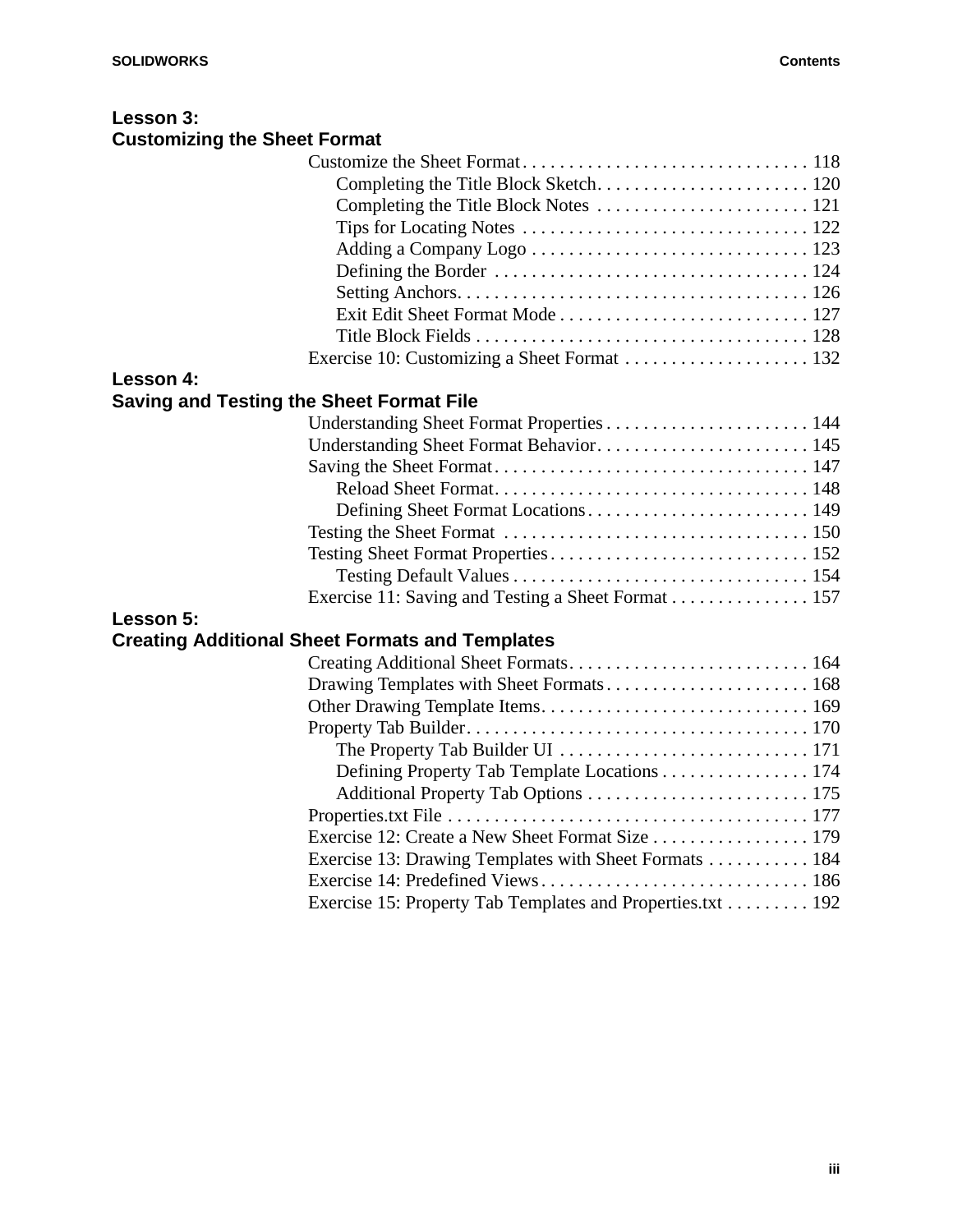## Lesson 3: Customizing the Sheet Format

- Customize the Sheet Format . . . . . . . . . . . . . . . . . . . . . . . . . . . . . . . 118
  - Completing the Title Block Sketch. . . . . . . . . . . . . . . . . . . . . . . 120
  - Completing the Title Block Notes . . . . . . . . . . . . . . . . . . . . . . . 121
  - Tips for Locating Notes . . . . . . . . . . . . . . . . . . . . . . . . . . . . . . . 122
  - Adding a Company Logo . . . . . . . . . . . . . . . . . . . . . . . . . . . . . . 123
  - Defining the Border . . . . . . . . . . . . . . . . . . . . . . . . . . . . . . . . . . 124
  - Setting Anchors. . . . . . . . . . . . . . . . . . . . . . . . . . . . . . . . . . . . . . 126
  - Exit Edit Sheet Format Mode . . . . . . . . . . . . . . . . . . . . . . . . . . . 127
  - Title Block Fields . . . . . . . . . . . . . . . . . . . . . . . . . . . . . . . . . . . . 128
- Exercise 10: Customizing a Sheet Format . . . . . . . . . . . . . . . . . . . . 132

## Lesson 4: Saving and Testing the Sheet Format File

- Understanding Sheet Format Properties . . . . . . . . . . . . . . . . . . . . . . 144
- Understanding Sheet Format Behavior. . . . . . . . . . . . . . . . . . . . . . . 145
- Saving the Sheet Format. . . . . . . . . . . . . . . . . . . . . . . . . . . . . . . . . . 147
  - Reload Sheet Format. . . . . . . . . . . . . . . . . . . . . . . . . . . . . . . . . . 148
  - Defining Sheet Format Locations. . . . . . . . . . . . . . . . . . . . . . . . 149
- Testing the Sheet Format . . . . . . . . . . . . . . . . . . . . . . . . . . . . . . . . . 150
- Testing Sheet Format Properties . . . . . . . . . . . . . . . . . . . . . . . . . . . . 152
  - Testing Default Values . . . . . . . . . . . . . . . . . . . . . . . . . . . . . . . . 154
- Exercise 11: Saving and Testing a Sheet Format . . . . . . . . . . . . . . . 157

## Lesson 5: Creating Additional Sheet Formats and Templates

- Creating Additional Sheet Formats. . . . . . . . . . . . . . . . . . . . . . . . . . 164
- Drawing Templates with Sheet Formats . . . . . . . . . . . . . . . . . . . . . . 168
- Other Drawing Template Items. . . . . . . . . . . . . . . . . . . . . . . . . . . . . 169
- Property Tab Builder. . . . . . . . . . . . . . . . . . . . . . . . . . . . . . . . . . . . . 170
  - The Property Tab Builder UI . . . . . . . . . . . . . . . . . . . . . . . . . . . 171
  - Defining Property Tab Template Locations . . . . . . . . . . . . . . . . 174
  - Additional Property Tab Options . . . . . . . . . . . . . . . . . . . . . . . . 175
- Properties.txt File . . . . . . . . . . . . . . . . . . . . . . . . . . . . . . . . . . . . . . . 177
- Exercise 12: Create a New Sheet Format Size . . . . . . . . . . . . . . . . . 179
- Exercise 13: Drawing Templates with Sheet Formats . . . . . . . . . . . 184
- Exercise 14: Predefined Views . . . . . . . . . . . . . . . . . . . . . . . . . . . . . 186
- Exercise 15: Property Tab Templates and Properties.txt . . . . . . . . . 192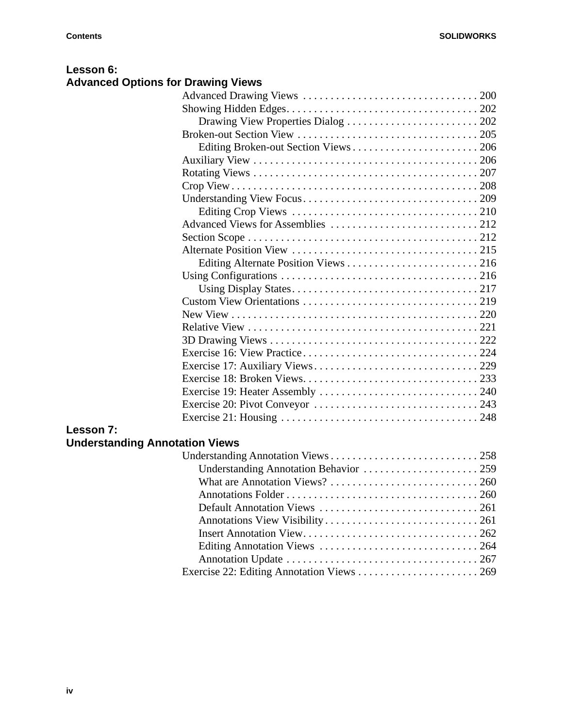## Lesson 6: Advanced Options for Drawing Views

- Advanced Drawing Views . . . . . . . . . . . . . . . . . . . . . . . . . . . . . . . . 200
- Showing Hidden Edges. . . . . . . . . . . . . . . . . . . . . . . . . . . . . . . . . . . 202
  - Drawing View Properties Dialog . . . . . . . . . . . . . . . . . . . . . . . . 202
- Broken-out Section View . . . . . . . . . . . . . . . . . . . . . . . . . . . . . . . . 205
  - Editing Broken-out Section Views . . . . . . . . . . . . . . . . . . . . . . . 206
- Auxiliary View . . . . . . . . . . . . . . . . . . . . . . . . . . . . . . . . . . . . . . . . 206
- Rotating Views . . . . . . . . . . . . . . . . . . . . . . . . . . . . . . . . . . . . . . . . 207
- Crop View . . . . . . . . . . . . . . . . . . . . . . . . . . . . . . . . . . . . . . . . . . . 208
- Understanding View Focus. . . . . . . . . . . . . . . . . . . . . . . . . . . . . . . 209
  - Editing Crop Views . . . . . . . . . . . . . . . . . . . . . . . . . . . . . . . . . 210
- Advanced Views for Assemblies . . . . . . . . . . . . . . . . . . . . . . . . . . 212
- Section Scope . . . . . . . . . . . . . . . . . . . . . . . . . . . . . . . . . . . . . . . . . 212
- Alternate Position View . . . . . . . . . . . . . . . . . . . . . . . . . . . . . . . . . 215
  - Editing Alternate Position Views . . . . . . . . . . . . . . . . . . . . . . . . 216
- Using Configurations . . . . . . . . . . . . . . . . . . . . . . . . . . . . . . . . . . . 216
  - Using Display States. . . . . . . . . . . . . . . . . . . . . . . . . . . . . . . . . 217
- Custom View Orientations . . . . . . . . . . . . . . . . . . . . . . . . . . . . . . . 219
- New View . . . . . . . . . . . . . . . . . . . . . . . . . . . . . . . . . . . . . . . . . . . 220
- Relative View . . . . . . . . . . . . . . . . . . . . . . . . . . . . . . . . . . . . . . . . . 221
- 3D Drawing Views . . . . . . . . . . . . . . . . . . . . . . . . . . . . . . . . . . . . . 222
- Exercise 16: View Practice. . . . . . . . . . . . . . . . . . . . . . . . . . . . . . . 224
- Exercise 17: Auxiliary Views. . . . . . . . . . . . . . . . . . . . . . . . . . . . . 229
- Exercise 18: Broken Views. . . . . . . . . . . . . . . . . . . . . . . . . . . . . . . 233
- Exercise 19: Heater Assembly . . . . . . . . . . . . . . . . . . . . . . . . . . . . 240
- Exercise 20: Pivot Conveyor . . . . . . . . . . . . . . . . . . . . . . . . . . . . . 243
- Exercise 21: Housing . . . . . . . . . . . . . . . . . . . . . . . . . . . . . . . . . . . 248

## Lesson 7: Understanding Annotation Views

- Understanding Annotation Views . . . . . . . . . . . . . . . . . . . . . . . . . . 258
  - Understanding Annotation Behavior . . . . . . . . . . . . . . . . . . . . . 259
  - What are Annotation Views? . . . . . . . . . . . . . . . . . . . . . . . . . . . 260
  - Annotations Folder . . . . . . . . . . . . . . . . . . . . . . . . . . . . . . . . . . 260
  - Default Annotation Views . . . . . . . . . . . . . . . . . . . . . . . . . . . . . 261
  - Annotations View Visibility . . . . . . . . . . . . . . . . . . . . . . . . . . . 261
  - Insert Annotation View. . . . . . . . . . . . . . . . . . . . . . . . . . . . . . . 262
  - Editing Annotation Views . . . . . . . . . . . . . . . . . . . . . . . . . . . . 264
  - Annotation Update . . . . . . . . . . . . . . . . . . . . . . . . . . . . . . . . . . 267
- Exercise 22: Editing Annotation Views . . . . . . . . . . . . . . . . . . . . . 269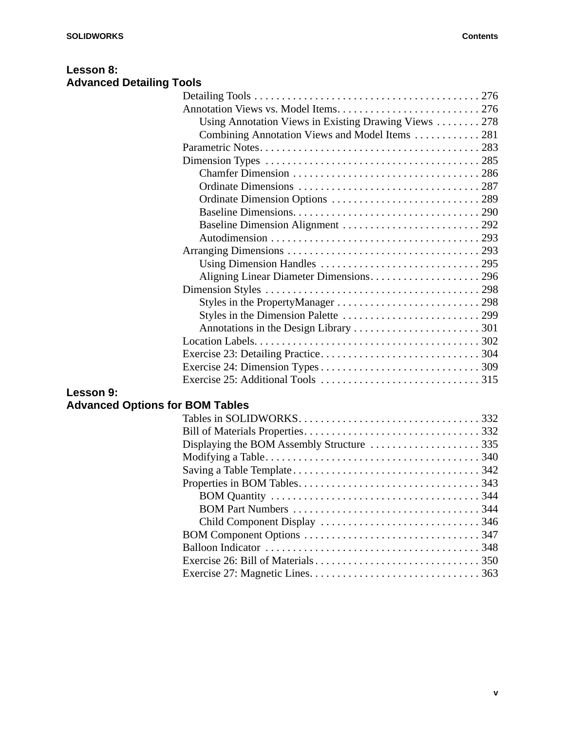## Lesson 8: Advanced Detailing Tools

- Detailing Tools . . . . . . . . . . 276
- Annotation Views vs. Model Items. . . . . . . . . . 276
  - Using Annotation Views in Existing Drawing Views . . . . . . . . 278
  - Combining Annotation Views and Model Items . . . . . . . . 281
- Parametric Notes. . . . . . . . . . 283
- Dimension Types . . . . . . . . . . 285
  - Chamfer Dimension . . . . . . . . . . 286
  - Ordinate Dimensions . . . . . . . . . . 287
  - Ordinate Dimension Options . . . . . . . . . . 289
  - Baseline Dimensions. . . . . . . . . . 290
  - Baseline Dimension Alignment . . . . . . . . . . 292
  - Autodimension . . . . . . . . . . 293
- Arranging Dimensions . . . . . . . . . . 293
  - Using Dimension Handles . . . . . . . . . . 295
  - Aligning Linear Diameter Dimensions. . . . . . . . . . 296
- Dimension Styles . . . . . . . . . . 298
  - Styles in the PropertyManager . . . . . . . . . . 298
  - Styles in the Dimension Palette . . . . . . . . . . 299
  - Annotations in the Design Library . . . . . . . . . . 301
- Location Labels. . . . . . . . . . 302
- Exercise 23: Detailing Practice. . . . . . . . . . 304
- Exercise 24: Dimension Types . . . . . . . . . . 309
- Exercise 25: Additional Tools . . . . . . . . . . 315

## Lesson 9: Advanced Options for BOM Tables

- Tables in SOLIDWORKS. . . . . . . . . . 332
- Bill of Materials Properties. . . . . . . . . . 332
- Displaying the BOM Assembly Structure . . . . . . . . . . 335
- Modifying a Table. . . . . . . . . . 340
- Saving a Table Template . . . . . . . . . . 342
- Properties in BOM Tables. . . . . . . . . . 343
  - BOM Quantity . . . . . . . . . . 344
  - BOM Part Numbers . . . . . . . . . . 344
  - Child Component Display . . . . . . . . . . 346
- BOM Component Options . . . . . . . . . . 347
- Balloon Indicator . . . . . . . . . . 348
- Exercise 26: Bill of Materials . . . . . . . . . . 350
- Exercise 27: Magnetic Lines. . . . . . . . . . 363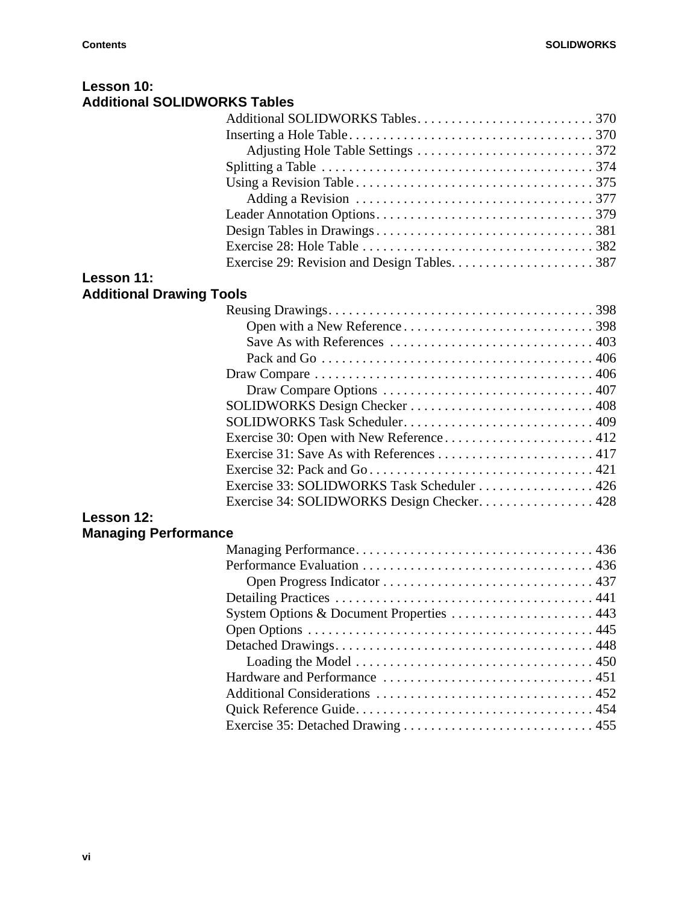### Lesson 10: Additional SOLIDWORKS Tables

- Additional SOLIDWORKS Tables . . . . . 370
- Inserting a Hole Table . . . . . 370
  - Adjusting Hole Table Settings . . . . . 372
- Splitting a Table . . . . . 374
- Using a Revision Table . . . . . 375
  - Adding a Revision . . . . . 377
- Leader Annotation Options . . . . . 379
- Design Tables in Drawings . . . . . 381
- Exercise 28: Hole Table . . . . . 382
- Exercise 29: Revision and Design Tables . . . . . 387

### Lesson 11: Additional Drawing Tools

- Reusing Drawings . . . . . 398
  - Open with a New Reference . . . . . 398
  - Save As with References . . . . . 403
  - Pack and Go . . . . . 406
- Draw Compare . . . . . 406
  - Draw Compare Options . . . . . 407
- SOLIDWORKS Design Checker . . . . . 408
- SOLIDWORKS Task Scheduler . . . . . 409
- Exercise 30: Open with New Reference . . . . . 412
- Exercise 31: Save As with References . . . . . 417
- Exercise 32: Pack and Go . . . . . 421
- Exercise 33: SOLIDWORKS Task Scheduler . . . . . 426
- Exercise 34: SOLIDWORKS Design Checker . . . . . 428

### Lesson 12: Managing Performance

- Managing Performance . . . . . 436
- Performance Evaluation . . . . . 436
  - Open Progress Indicator . . . . . 437
- Detailing Practices . . . . . 441
- System Options & Document Properties . . . . . 443
- Open Options . . . . . 445
- Detached Drawings . . . . . 448
  - Loading the Model . . . . . 450
- Hardware and Performance . . . . . 451
- Additional Considerations . . . . . 452
- Quick Reference Guide . . . . . 454
- Exercise 35: Detached Drawing . . . . . 455